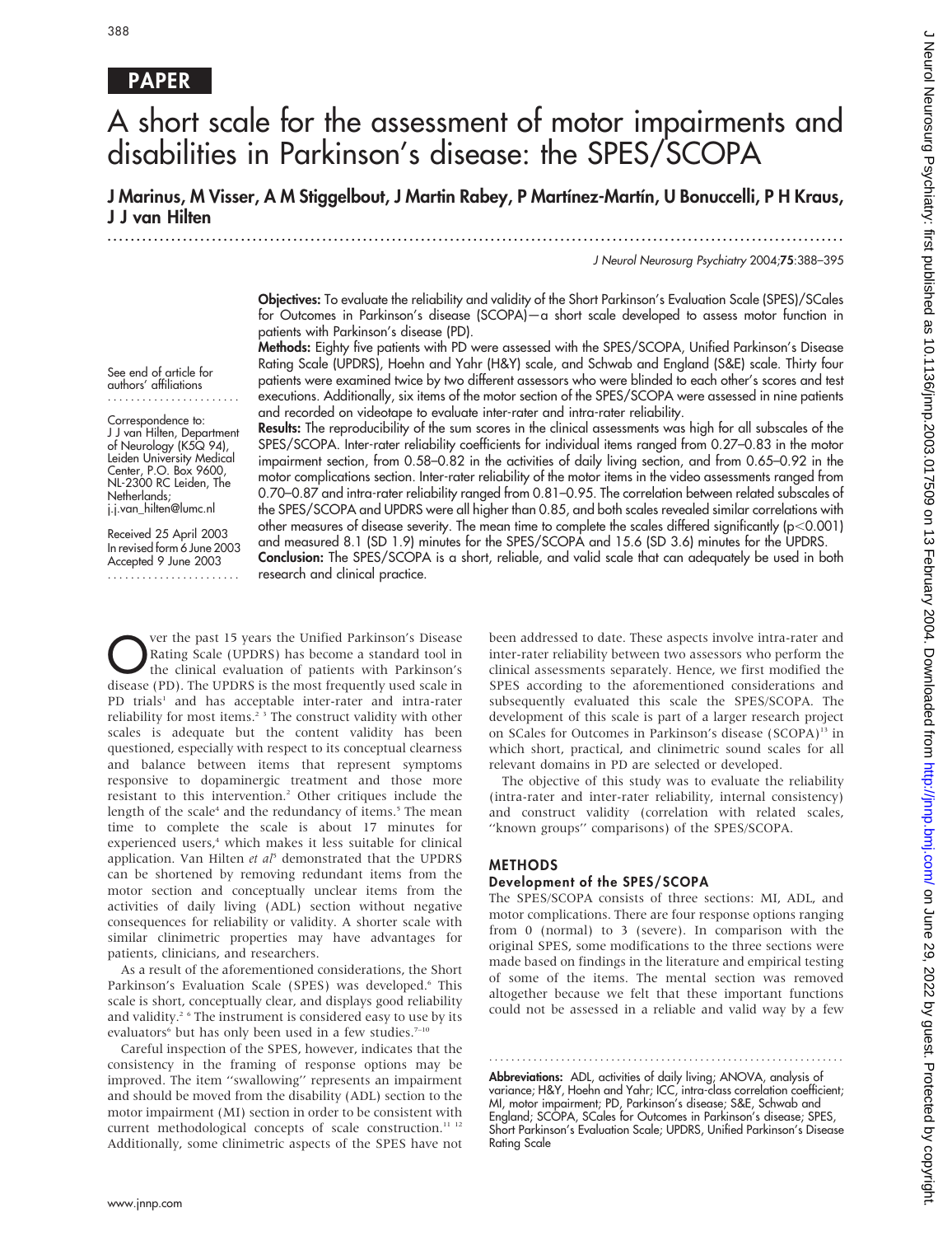PAPER

# A short scale for the assessment of motor impairments and disabilities in Parkinson's disease: the SPES/SCOPA

**J Marinus, M Visser, A M Stiggelbout, J Martin Rabey, P Martínez-Martín, U Bonuccelli, P H Kraus, J J van Hilten**

See end of article for authors' affiliations

Correspondence to: J J van Hilten, Department of Neurology (K5Q 94), Leiden University Medical Center, P.O. Box 9600, NL-2300 RC Leiden, The Netherlands; j.j.van_hilten@lumc.nl

Received 25 April 2003
In revised form 6 June 2003
Accepted 9 June 2003

**Objectives:** To evaluate the reliability and validity of the Short Parkinson's Evaluation Scale (SPES)/SCales for Outcomes in Parkinson's disease (SCOPA)—a short scale developed to assess motor function in patients with Parkinson's disease (PD).

**Methods:** Eighty five patients with PD were assessed with the SPES/SCOPA, Unified Parkinson's Disease Rating Scale (UPDRS), Hoehn and Yahr (H&Y) scale, and Schwab and England (S&E) scale. Thirty four patients were examined twice by two different assessors who were blinded to each other's scores and test executions. Additionally, six items of the motor section of the SPES/SCOPA were assessed in nine patients and recorded on videotape to evaluate inter-rater and intra-rater reliability.

**Results:** The reproducibility of the sum scores in the clinical assessments was high for all subscales of the SPES/SCOPA. Inter-rater reliability coefficients for individual items ranged from 0.27–0.83 in the motor impairment section, from 0.58–0.82 in the activities of daily living section, and from 0.65–0.92 in the motor complications section. Inter-rater reliability of the motor items in the video assessments ranged from 0.70–0.87 and intra-rater reliability ranged from 0.81–0.95. The correlation between related subscales of the SPES/SCOPA and UPDRS were all higher than 0.85, and both scales revealed similar correlations with other measures of disease severity. The mean time to complete the scales differed significantly ($p<0.001$) and measured 8.1 (SD 1.9) minutes for the SPES/SCOPA and 15.6 (SD 3.6) minutes for the UPDRS.

**Conclusion:** The SPES/SCOPA is a short, reliable, and valid scale that can adequately be used in both research and clinical practice.

Over the past 15 years the Unified Parkinson's Disease Rating Scale (UPDRS) has become a standard tool in the clinical evaluation of patients with Parkinson's disease (PD). The UPDRS is the most frequently used scale in PD trials[1] and has acceptable inter-rater and intra-rater reliability for most items.[2,3] The construct validity with other scales is adequate but the content validity has been questioned, especially with respect to its conceptual clearness and balance between items that represent symptoms responsive to dopaminergic treatment and those more resistant to this intervention.[2] Other critiques include the length of the scale[4] and the redundancy of items.[5] The mean time to complete the scale is about 17 minutes for experienced users,[4] which makes it less suitable for clinical application. Van Hilten *et al*[5] demonstrated that the UPDRS can be shortened by removing redundant items from the motor section and conceptually unclear items from the activities of daily living (ADL) section without negative consequences for reliability or validity. A shorter scale with similar clinimetric properties may have advantages for patients, clinicians, and researchers.

As a result of the aforementioned considerations, the Short Parkinson's Evaluation Scale (SPES) was developed.[6] This scale is short, conceptually clear, and displays good reliability and validity.[2,6] The instrument is considered easy to use by its evaluators[6] but has only been used in a few studies.[7–10]

Careful inspection of the SPES, however, indicates that the consistency in the framing of response options may be improved. The item "swallowing" represents an impairment and should be moved from the disability (ADL) section to the motor impairment (MI) section in order to be consistent with current methodological concepts of scale construction.[11,12] Additionally, some clinimetric aspects of the SPES have not been addressed to date. These aspects involve intra-rater and inter-rater reliability between two assessors who perform the clinical assessments separately. Hence, we first modified the SPES according to the aforementioned considerations and subsequently evaluated this scale the SPES/SCOPA. The development of this scale is part of a larger research project on SCales for Outcomes in Parkinson's disease (SCOPA)[13] in which short, practical, and clinimetric sound scales for all relevant domains in PD are selected or developed.

The objective of this study was to evaluate the reliability (intra-rater and inter-rater reliability, internal consistency) and construct validity (correlation with related scales, "known groups" comparisons) of the SPES/SCOPA.

## METHODS

### Development of the SPES/SCOPA

The SPES/SCOPA consists of three sections: MI, ADL, and motor complications. There are four response options ranging from 0 (normal) to 3 (severe). In comparison with the original SPES, some modifications to the three sections were made based on findings in the literature and empirical testing of some of the items. The mental section was removed altogether because we felt that these important functions could not be assessed in a reliable and valid way by a few

**Abbreviations:** ADL, activities of daily living; ANOVA, analysis of variance; H&Y, Hoehn and Yahr; ICC, intra-class correlation coefficient; MI, motor impairment; PD, Parkinson's disease; S&E, Schwab and England; SCOPA, SCales for Outcomes in Parkinson's disease; SPES, Short Parkinson's Evaluation Scale; UPDRS, Unified Parkinson's Disease Rating Scale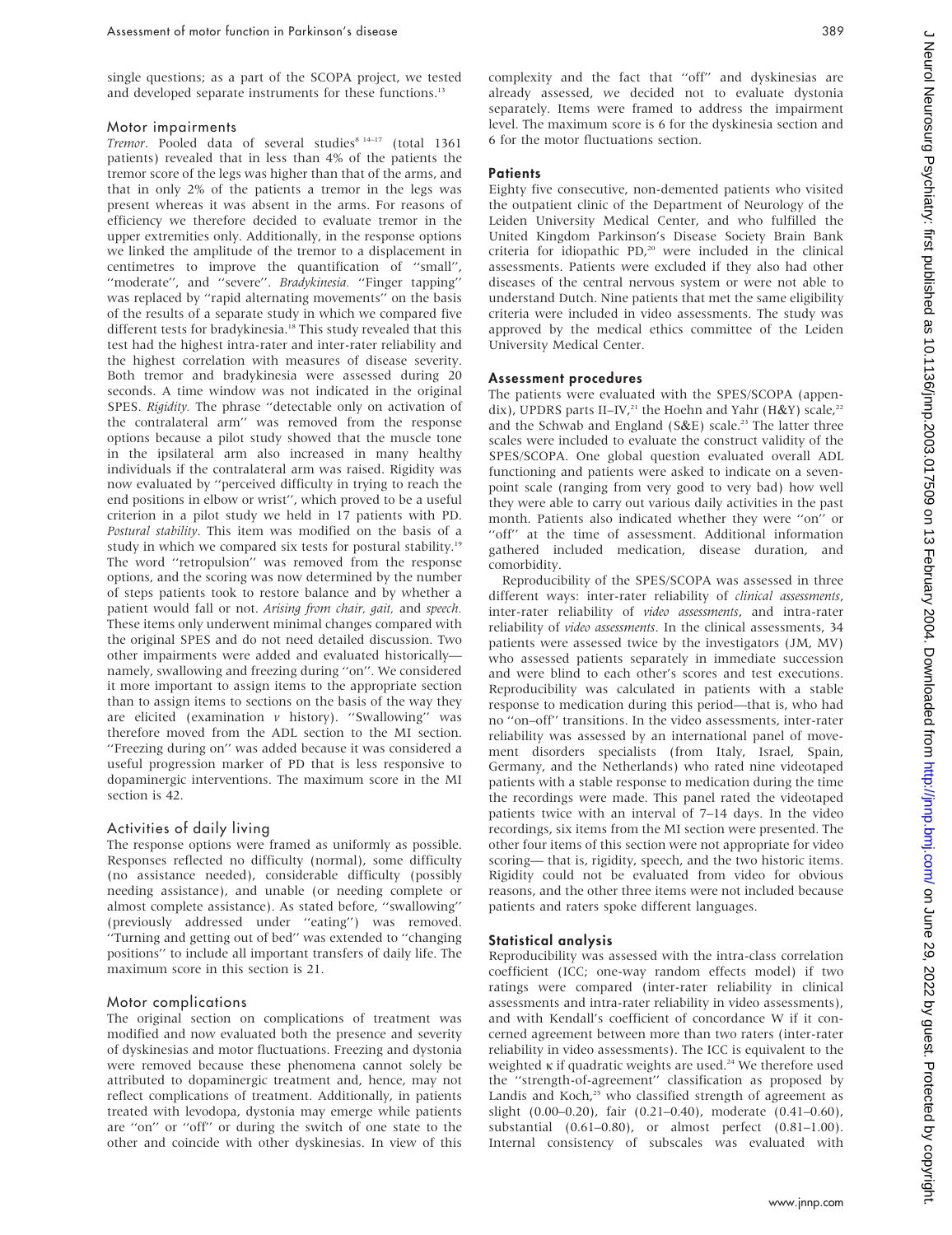single questions; as a part of the SCOPA project, we tested and developed separate instruments for these functions.[13]

### Motor impairments

*Tremor*. Pooled data of several studies[8 14–17] (total 1361 patients) revealed that in less than 4% of the patients the tremor score of the legs was higher than that of the arms, and that in only 2% of the patients a tremor in the legs was present whereas it was absent in the arms. For reasons of efficiency we therefore decided to evaluate tremor in the upper extremities only. Additionally, in the response options we linked the amplitude of the tremor to a displacement in centimetres to improve the quantification of ''small'', ''moderate'', and ''severe''. *Bradykinesia.* ''Finger tapping'' was replaced by ''rapid alternating movements'' on the basis of the results of a separate study in which we compared five different tests for bradykinesia.[18] This study revealed that this test had the highest intra-rater and inter-rater reliability and the highest correlation with measures of disease severity. Both tremor and bradykinesia were assessed during 20 seconds. A time window was not indicated in the original SPES. *Rigidity.* The phrase ''detectable only on activation of the contralateral arm'' was removed from the response options because a pilot study showed that the muscle tone in the ipsilateral arm also increased in many healthy individuals if the contralateral arm was raised. Rigidity was now evaluated by ''perceived difficulty in trying to reach the end positions in elbow or wrist'', which proved to be a useful criterion in a pilot study we held in 17 patients with PD. *Postural stability*. This item was modified on the basis of a study in which we compared six tests for postural stability.[19] The word ''retropulsion'' was removed from the response options, and the scoring was now determined by the number of steps patients took to restore balance and by whether a patient would fall or not. *Arising from chair, gait,* and *speech.* These items only underwent minimal changes compared with the original SPES and do not need detailed discussion. Two other impairments were added and evaluated historically—namely, swallowing and freezing during ''on''. We considered it more important to assign items to the appropriate section than to assign items to sections on the basis of the way they are elicited (examination *v* history). ''Swallowing'' was therefore moved from the ADL section to the MI section. ''Freezing during on'' was added because it was considered a useful progression marker of PD that is less responsive to dopaminergic interventions. The maximum score in the MI section is 42.

### Activities of daily living

The response options were framed as uniformly as possible. Responses reflected no difficulty (normal), some difficulty (no assistance needed), considerable difficulty (possibly needing assistance), and unable (or needing complete or almost complete assistance). As stated before, ''swallowing'' (previously addressed under ''eating'') was removed. ''Turning and getting out of bed'' was extended to ''changing positions'' to include all important transfers of daily life. The maximum score in this section is 21.

### Motor complications

The original section on complications of treatment was modified and now evaluated both the presence and severity of dyskinesias and motor fluctuations. Freezing and dystonia were removed because these phenomena cannot solely be attributed to dopaminergic treatment and, hence, may not reflect complications of treatment. Additionally, in patients treated with levodopa, dystonia may emerge while patients are ''on'' or ''off'' or during the switch of one state to the other and coincide with other dyskinesias. In view of this complexity and the fact that ''off'' and dyskinesias are already assessed, we decided not to evaluate dystonia separately. Items were framed to address the impairment level. The maximum score is 6 for the dyskinesia section and 6 for the motor fluctuations section.

## Patients

Eighty five consecutive, non-demented patients who visited the outpatient clinic of the Department of Neurology of the Leiden University Medical Center, and who fulfilled the United Kingdom Parkinson's Disease Society Brain Bank criteria for idiopathic PD,[20] were included in the clinical assessments. Patients were excluded if they also had other diseases of the central nervous system or were not able to understand Dutch. Nine patients that met the same eligibility criteria were included in video assessments. The study was approved by the medical ethics committee of the Leiden University Medical Center.

## Assessment procedures

The patients were evaluated with the SPES/SCOPA (appendix), UPDRS parts II–IV,[21] the Hoehn and Yahr (H&Y) scale,[22] and the Schwab and England (S&E) scale.[23] The latter three scales were included to evaluate the construct validity of the SPES/SCOPA. One global question evaluated overall ADL functioning and patients were asked to indicate on a seven-point scale (ranging from very good to very bad) how well they were able to carry out various daily activities in the past month. Patients also indicated whether they were ''on'' or ''off'' at the time of assessment. Additional information gathered included medication, disease duration, and comorbidity.

Reproducibility of the SPES/SCOPA was assessed in three different ways: inter-rater reliability of *clinical assessments*, inter-rater reliability of *video assessments*, and intra-rater reliability of *video assessments*. In the clinical assessments, 34 patients were assessed twice by the investigators (JM, MV) who assessed patients separately in immediate succession and were blind to each other's scores and test executions. Reproducibility was calculated in patients with a stable response to medication during this period—that is, who had no ''on–off'' transitions. In the video assessments, inter-rater reliability was assessed by an international panel of movement disorders specialists (from Italy, Israel, Spain, Germany, and the Netherlands) who rated nine videotaped patients with a stable response to medication during the time the recordings were made. This panel rated the videotaped patients twice with an interval of 7–14 days. In the video recordings, six items from the MI section were presented. The other four items of this section were not appropriate for video scoring— that is, rigidity, speech, and the two historic items. Rigidity could not be evaluated from video for obvious reasons, and the other three items were not included because patients and raters spoke different languages.

## Statistical analysis

Reproducibility was assessed with the intra-class correlation coefficient (ICC; one-way random effects model) if two ratings were compared (inter-rater reliability in clinical assessments and intra-rater reliability in video assessments), and with Kendall's coefficient of concordance W if it concerned agreement between more than two raters (inter-rater reliability in video assessments). The ICC is equivalent to the weighted κ if quadratic weights are used.[24] We therefore used the ''strength-of-agreement'' classification as proposed by Landis and Koch,[25] who classified strength of agreement as slight (0.00–0.20), fair (0.21–0.40), moderate (0.41–0.60), substantial (0.61–0.80), or almost perfect (0.81–1.00). Internal consistency of subscales was evaluated with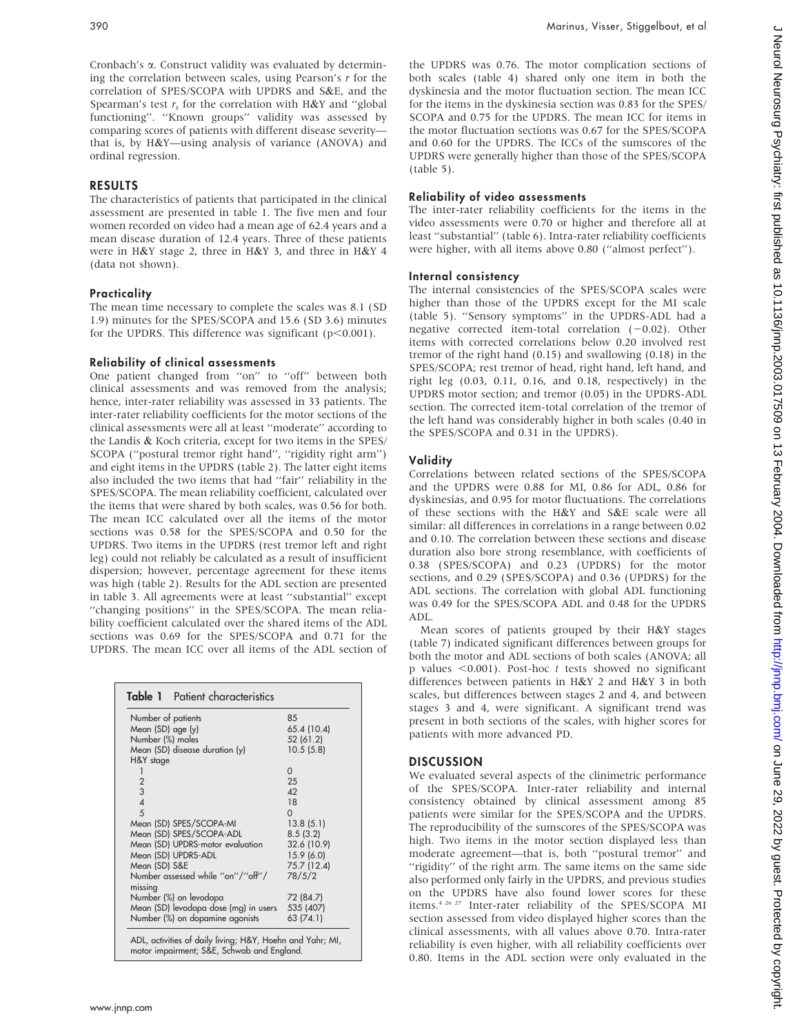Cronbach's α. Construct validity was evaluated by determining the correlation between scales, using Pearson's $r$ for the correlation of SPES/SCOPA with UPDRS and S&E, and the Spearman's test $r_s$ for the correlation with H&Y and "global functioning". "Known groups" validity was assessed by comparing scores of patients with different disease severity—that is, by H&Y—using analysis of variance (ANOVA) and ordinal regression.

## RESULTS

The characteristics of patients that participated in the clinical assessment are presented in table 1. The five men and four women recorded on video had a mean age of 62.4 years and a mean disease duration of 12.4 years. Three of these patients were in H&Y stage 2, three in H&Y 3, and three in H&Y 4 (data not shown).

### Practicality

The mean time necessary to complete the scales was 8.1 (SD 1.9) minutes for the SPES/SCOPA and 15.6 (SD 3.6) minutes for the UPDRS. This difference was significant ($p<0.001$).

### Reliability of clinical assessments

One patient changed from "on" to "off" between both clinical assessments and was removed from the analysis; hence, inter-rater reliability was assessed in 33 patients. The inter-rater reliability coefficients for the motor sections of the clinical assessments were all at least "moderate" according to the Landis & Koch criteria, except for two items in the SPES/SCOPA ("postural tremor right hand", "rigidity right arm") and eight items in the UPDRS (table 2). The latter eight items also included the two items that had "fair" reliability in the SPES/SCOPA. The mean reliability coefficient, calculated over the items that were shared by both scales, was 0.56 for both. The mean ICC calculated over all the items of the motor sections was 0.58 for the SPES/SCOPA and 0.50 for the UPDRS. Two items in the UPDRS (rest tremor left and right leg) could not reliably be calculated as a result of insufficient dispersion; however, percentage agreement for these items was high (table 2). Results for the ADL section are presented in table 3. All agreements were at least "substantial" except "changing positions" in the SPES/SCOPA. The mean reliability coefficient calculated over the shared items of the ADL sections was 0.69 for the SPES/SCOPA and 0.71 for the UPDRS. The mean ICC over all items of the ADL section of the UPDRS was 0.76. The motor complication sections of both scales (table 4) shared only one item in both the dyskinesia and the motor fluctuation section. The mean ICC for the items in the dyskinesia section was 0.83 for the SPES/SCOPA and 0.75 for the UPDRS. The mean ICC for items in the motor fluctuation sections was 0.67 for the SPES/SCOPA and 0.60 for the UPDRS. The ICCs of the sumscores of the UPDRS were generally higher than those of the SPES/SCOPA (table 5).

**Table 1** Patient characteristics

| | |
|---|---|
| Number of patients | 85 |
| Mean (SD) age (y) | 65.4 (10.4) |
| Number (%) males | 52 (61.2) |
| Mean (SD) disease duration (y) | 10.5 (5.8) |
| H&Y stage | |
| 1 | 0 |
| 2 | 25 |
| 3 | 42 |
| 4 | 18 |
| 5 | 0 |
| Mean (SD) SPES/SCOPA-MI | 13.8 (5.1) |
| Mean (SD) SPES/SCOPA-ADL | 8.5 (3.2) |
| Mean (SD) UPDRS-motor evaluation | 32.6 (10.9) |
| Mean (SD) UPDRS-ADL | 15.9 (6.0) |
| Mean (SD) S&E | 75.7 (12.4) |
| Number assessed while "on"/"off"/missing | 78/5/2 |
| Number (%) on levodopa | 72 (84.7) |
| Mean (SD) levodopa dose (mg) in users | 535 (407) |
| Number (%) on dopamine agonists | 63 (74.1) |

ADL, activities of daily living; H&Y, Hoehn and Yahr; MI, motor impairment; S&E, Schwab and England.

### Reliability of video assessments

The inter-rater reliability coefficients for the items in the video assessments were 0.70 or higher and therefore all at least "substantial" (table 6). Intra-rater reliability coefficients were higher, with all items above 0.80 ("almost perfect").

### Internal consistency

The internal consistencies of the SPES/SCOPA scales were higher than those of the UPDRS except for the MI scale (table 5). "Sensory symptoms" in the UPDRS-ADL had a negative corrected item-total correlation (−0.02). Other items with corrected correlations below 0.20 involved rest tremor of the right hand (0.15) and swallowing (0.18) in the SPES/SCOPA; rest tremor of head, right hand, left hand, and right leg (0.03, 0.11, 0.16, and 0.18, respectively) in the UPDRS motor section; and tremor (0.05) in the UPDRS-ADL section. The corrected item-total correlation of the tremor of the left hand was considerably higher in both scales (0.40 in the SPES/SCOPA and 0.31 in the UPDRS).

### Validity

Correlations between related sections of the SPES/SCOPA and the UPDRS were 0.88 for MI, 0.86 for ADL, 0.86 for dyskinesias, and 0.95 for motor fluctuations. The correlations of these sections with the H&Y and S&E scale were all similar: all differences in correlations in a range between 0.02 and 0.10. The correlation between these sections and disease duration also bore strong resemblance, with coefficients of 0.38 (SPES/SCOPA) and 0.23 (UPDRS) for the motor sections, and 0.29 (SPES/SCOPA) and 0.36 (UPDRS) for the ADL sections. The correlation with global ADL functioning was 0.49 for the SPES/SCOPA ADL and 0.48 for the UPDRS ADL.

Mean scores of patients grouped by their H&Y stages (table 7) indicated significant differences between groups for both the motor and ADL sections of both scales (ANOVA; all p values $<0.001$). Post-hoc $t$ tests showed no significant differences between patients in H&Y 2 and H&Y 3 in both scales, but differences between stages 2 and 4, and between stages 3 and 4, were significant. A significant trend was present in both sections of the scales, with higher scores for patients with more advanced PD.

## DISCUSSION

We evaluated several aspects of the clinimetric performance of the SPES/SCOPA. Inter-rater reliability and internal consistency obtained by clinical assessment among 85 patients were similar for the SPES/SCOPA and the UPDRS. The reproducibility of the sumscores of the SPES/SCOPA was high. Two items in the motor section displayed less than moderate agreement—that is, both "postural tremor" and "rigidity" of the right arm. The same items on the same side also performed only fairly in the UPDRS, and previous studies on the UPDRS have also found lower scores for these items.[4 26 27] Inter-rater reliability of the SPES/SCOPA MI section assessed from video displayed higher scores than the clinical assessments, with all values above 0.70. Intra-rater reliability is even higher, with all reliability coefficients over 0.80. Items in the ADL section were only evaluated in the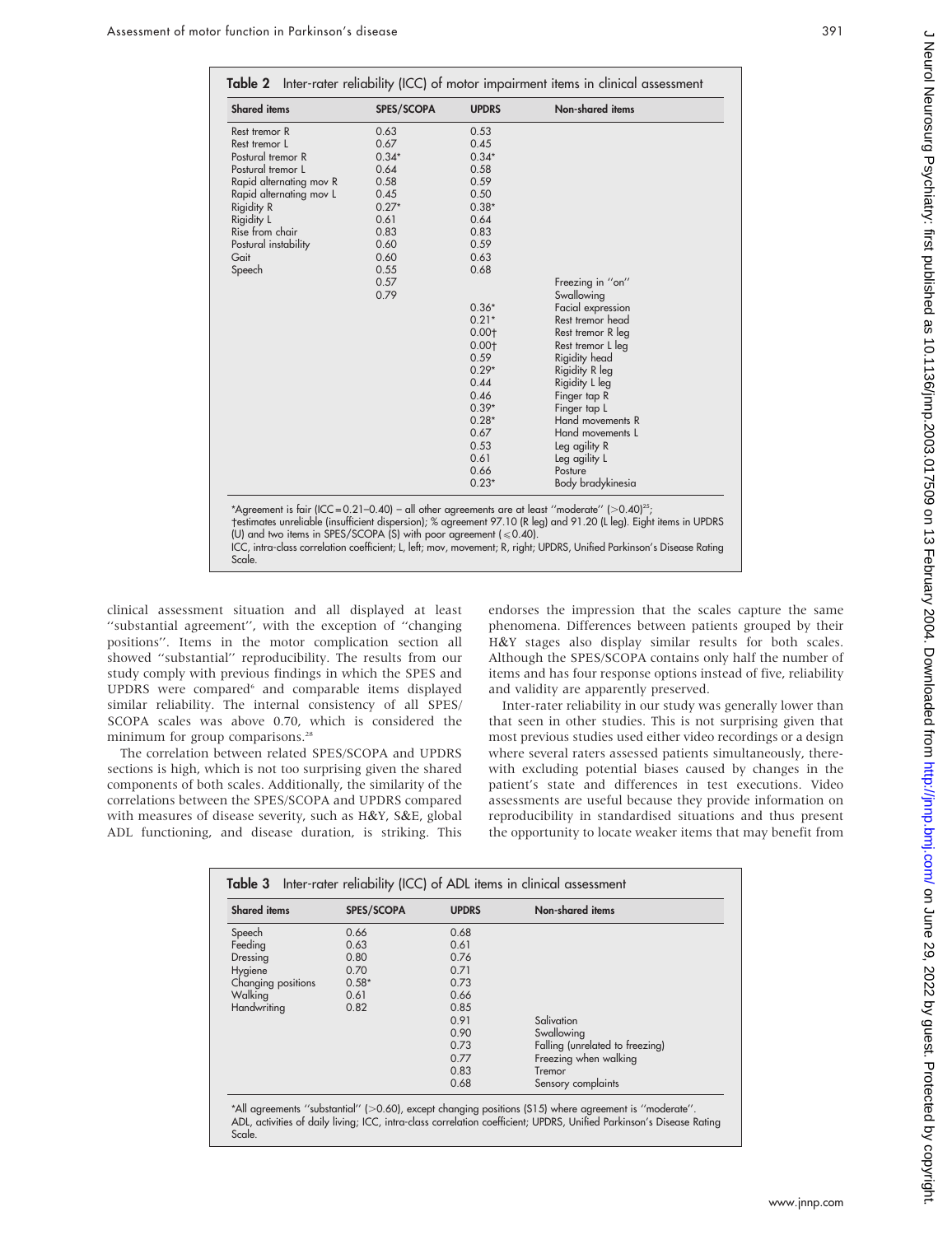**Table 2** Inter-rater reliability (ICC) of motor impairment items in clinical assessment

| Shared items | SPES/SCOPA | UPDRS | Non-shared items |
|---|---|---|---|
| Rest tremor R | 0.63 | 0.53 | |
| Rest tremor L | 0.67 | 0.45 | |
| Postural tremor R | 0.34* | 0.34* | |
| Postural tremor L | 0.64 | 0.58 | |
| Rapid alternating mov R | 0.58 | 0.59 | |
| Rapid alternating mov L | 0.45 | 0.50 | |
| Rigidity R | 0.27* | 0.38* | |
| Rigidity L | 0.61 | 0.64 | |
| Rise from chair | 0.83 | 0.83 | |
| Postural instability | 0.60 | 0.59 | |
| Gait | 0.60 | 0.63 | |
| Speech | 0.55 | 0.68 | |
| | 0.57 | | Freezing in "on" |
| | 0.79 | | Swallowing |
| | | 0.36* | Facial expression |
| | | 0.21* | Rest tremor head |
| | | 0.00† | Rest tremor R leg |
| | | 0.00† | Rest tremor L leg |
| | | 0.59 | Rigidity head |
| | | 0.29* | Rigidity R leg |
| | | 0.44 | Rigidity L leg |
| | | 0.46 | Finger tap R |
| | | 0.39* | Finger tap L |
| | | 0.28* | Hand movements R |
| | | 0.67 | Hand movements L |
| | | 0.53 | Leg agility R |
| | | 0.61 | Leg agility L |
| | | 0.66 | Posture |
| | | 0.23* | Body bradykinesia |

*Agreement is fair (ICC = 0.21–0.40) – all other agreements are at least "moderate" (>0.40)[25];
†estimates unreliable (insufficient dispersion); % agreement 97.10 (R leg) and 91.20 (L leg). Eight items in UPDRS (U) and two items in SPES/SCOPA (S) with poor agreement (⩽0.40).
ICC, intra-class correlation coefficient; L, left; mov, movement; R, right; UPDRS, Unified Parkinson's Disease Rating Scale.

clinical assessment situation and all displayed at least "substantial agreement", with the exception of "changing positions". Items in the motor complication section all showed "substantial" reproducibility. The results from our study comply with previous findings in which the SPES and UPDRS were compared[6] and comparable items displayed similar reliability. The internal consistency of all SPES/SCOPA scales was above 0.70, which is considered the minimum for group comparisons.[28]

The correlation between related SPES/SCOPA and UPDRS sections is high, which is not too surprising given the shared components of both scales. Additionally, the similarity of the correlations between the SPES/SCOPA and UPDRS compared with measures of disease severity, such as H&Y, S&E, global ADL functioning, and disease duration, is striking. This endorses the impression that the scales capture the same phenomena. Differences between patients grouped by their H&Y stages also display similar results for both scales. Although the SPES/SCOPA contains only half the number of items and has four response options instead of five, reliability and validity are apparently preserved.

Inter-rater reliability in our study was generally lower than that seen in other studies. This is not surprising given that most previous studies used either video recordings or a design where several raters assessed patients simultaneously, therewith excluding potential biases caused by changes in the patient's state and differences in test executions. Video assessments are useful because they provide information on reproducibility in standardised situations and thus present the opportunity to locate weaker items that may benefit from

**Table 3** Inter-rater reliability (ICC) of ADL items in clinical assessment

| Shared items | SPES/SCOPA | UPDRS | Non-shared items |
|---|---|---|---|
| Speech | 0.66 | 0.68 | |
| Feeding | 0.63 | 0.61 | |
| Dressing | 0.80 | 0.76 | |
| Hygiene | 0.70 | 0.71 | |
| Changing positions | 0.58* | 0.73 | |
| Walking | 0.61 | 0.66 | |
| Handwriting | 0.82 | 0.85 | |
| | | 0.91 | Salivation |
| | | 0.90 | Swallowing |
| | | 0.73 | Falling (unrelated to freezing) |
| | | 0.77 | Freezing when walking |
| | | 0.83 | Tremor |
| | | 0.68 | Sensory complaints |

*All agreements "substantial" (>0.60), except changing positions (S15) where agreement is "moderate".
ADL, activities of daily living; ICC, intra-class correlation coefficient; UPDRS, Unified Parkinson's Disease Rating Scale.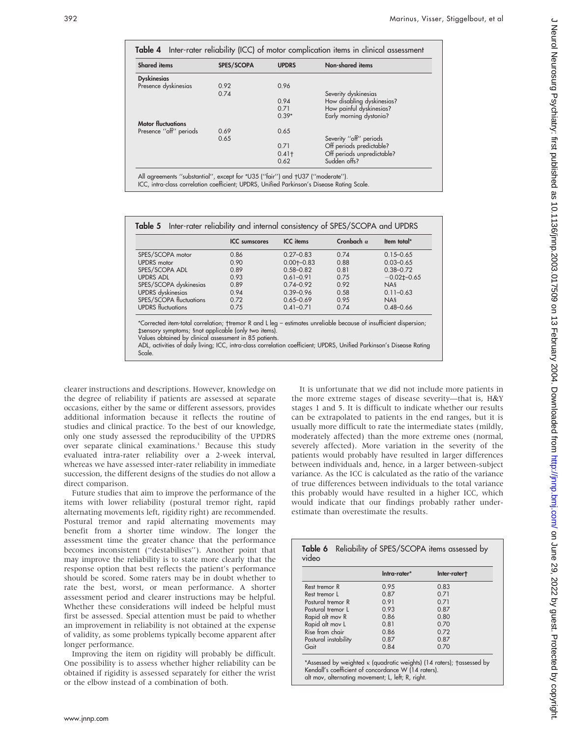**Table 4** Inter-rater reliability (ICC) of motor complication items in clinical assessment

| Shared items | SPES/SCOPA | UPDRS | Non-shared items |
|---|---|---|---|
| **Dyskinesias** | | | |
| Presence dyskinesias | 0.92 | 0.96 | |
| | 0.74 | | Severity dyskinesias |
| | | 0.94 | How disabling dyskinesias? |
| | | 0.71 | How painful dyskinesias? |
| | | 0.39* | Early morning dystonia? |
| **Motor fluctuations** | | | |
| Presence "off" periods | 0.69 | 0.65 | |
| | 0.65 | | Severity "off" periods |
| | | 0.71 | Off periods predictable? |
| | | 0.41† | Off periods unpredictable? |
| | | 0.62 | Sudden offs? |

All agreements "substantial", except for *U35 ("fair") and †U37 ("moderate").
ICC, intra-class correlation coefficient; UPDRS, Unified Parkinson's Disease Rating Scale.

**Table 5** Inter-rater reliability and internal consistency of SPES/SCOPA and UPDRS

| | ICC sumscores | ICC items | Cronbach α | Item total* |
|---|---|---|---|---|
| SPES/SCOPA motor | 0.86 | 0.27–0.83 | 0.74 | 0.15–0.65 |
| UPDRS motor | 0.90 | 0.00†–0.83 | 0.88 | 0.03–0.65 |
| SPES/SCOPA ADL | 0.89 | 0.58–0.82 | 0.81 | 0.38–0.72 |
| UPDRS ADL | 0.93 | 0.61–0.91 | 0.75 | −0.02‡–0.65 |
| SPES/SCOPA dyskinesias | 0.89 | 0.74–0.92 | 0.92 | NA§ |
| UPDRS dyskinesias | 0.94 | 0.39–0.96 | 0.58 | 0.11–0.63 |
| SPES/SCOPA fluctuations | 0.72 | 0.65–0.69 | 0.95 | NA§ |
| UPDRS fluctuations | 0.75 | 0.41–0.71 | 0.74 | 0.48–0.66 |

*Corrected item-total correlation; †tremor R and L leg – estimates unreliable because of insufficient dispersion; ‡sensory symptoms; §not applicable (only two items).
Values obtained by clinical assessment in 85 patients.
ADL, activities of daily living; ICC, intra-class correlation coefficient; UPDRS, Unified Parkinson's Disease Rating Scale.

clearer instructions and descriptions. However, knowledge on the degree of reliability if patients are assessed at separate occasions, either by the same or different assessors, provides additional information because it reflects the routine of studies and clinical practice. To the best of our knowledge, only one study assessed the reproducibility of the UPDRS over separate clinical examinations.[3] Because this study evaluated intra-rater reliability over a 2-week interval, whereas we have assessed inter-rater reliability in immediate succession, the different designs of the studies do not allow a direct comparison.

Future studies that aim to improve the performance of the items with lower reliability (postural tremor right, rapid alternating movements left, rigidity right) are recommended. Postural tremor and rapid alternating movements may benefit from a shorter time window. The longer the assessment time the greater chance that the performance becomes inconsistent ("destabilises"). Another point that may improve the reliability is to state more clearly that the response option that best reflects the patient's performance should be scored. Some raters may be in doubt whether to rate the best, worst, or mean performance. A shorter assessment period and clearer instructions may be helpful. Whether these considerations will indeed be helpful must first be assessed. Special attention must be paid to whether an improvement in reliability is not obtained at the expense of validity, as some problems typically become apparent after longer performance.

Improving the item on rigidity will probably be difficult. One possibility is to assess whether higher reliability can be obtained if rigidity is assessed separately for either the wrist or the elbow instead of a combination of both.

It is unfortunate that we did not include more patients in the more extreme stages of disease severity—that is, H&Y stages 1 and 5. It is difficult to indicate whether our results can be extrapolated to patients in the end ranges, but it is usually more difficult to rate the intermediate states (mildly, moderately affected) than the more extreme ones (normal, severely affected). More variation in the severity of the patients would probably have resulted in larger differences between individuals and, hence, in a larger between-subject variance. As the ICC is calculated as the ratio of the variance of true differences between individuals to the total variance this probably would have resulted in a higher ICC, which would indicate that our findings probably rather underestimate than overestimate the results.

**Table 6** Reliability of SPES/SCOPA items assessed by video

| | Intra-rater* | Inter-rater† |
|---|---|---|
| Rest tremor R | 0.95 | 0.83 |
| Rest tremor L | 0.87 | 0.71 |
| Postural tremor R | 0.91 | 0.71 |
| Postural tremor L | 0.93 | 0.87 |
| Rapid alt mov R | 0.86 | 0.80 |
| Rapid alt mov L | 0.81 | 0.70 |
| Rise from chair | 0.86 | 0.72 |
| Postural instability | 0.87 | 0.87 |
| Gait | 0.84 | 0.70 |

*Assessed by weighted κ (quadratic weights) (14 raters); †assessed by Kendall's coefficient of concordance W (14 raters).
alt mov, alternating movement; L, left; R, right.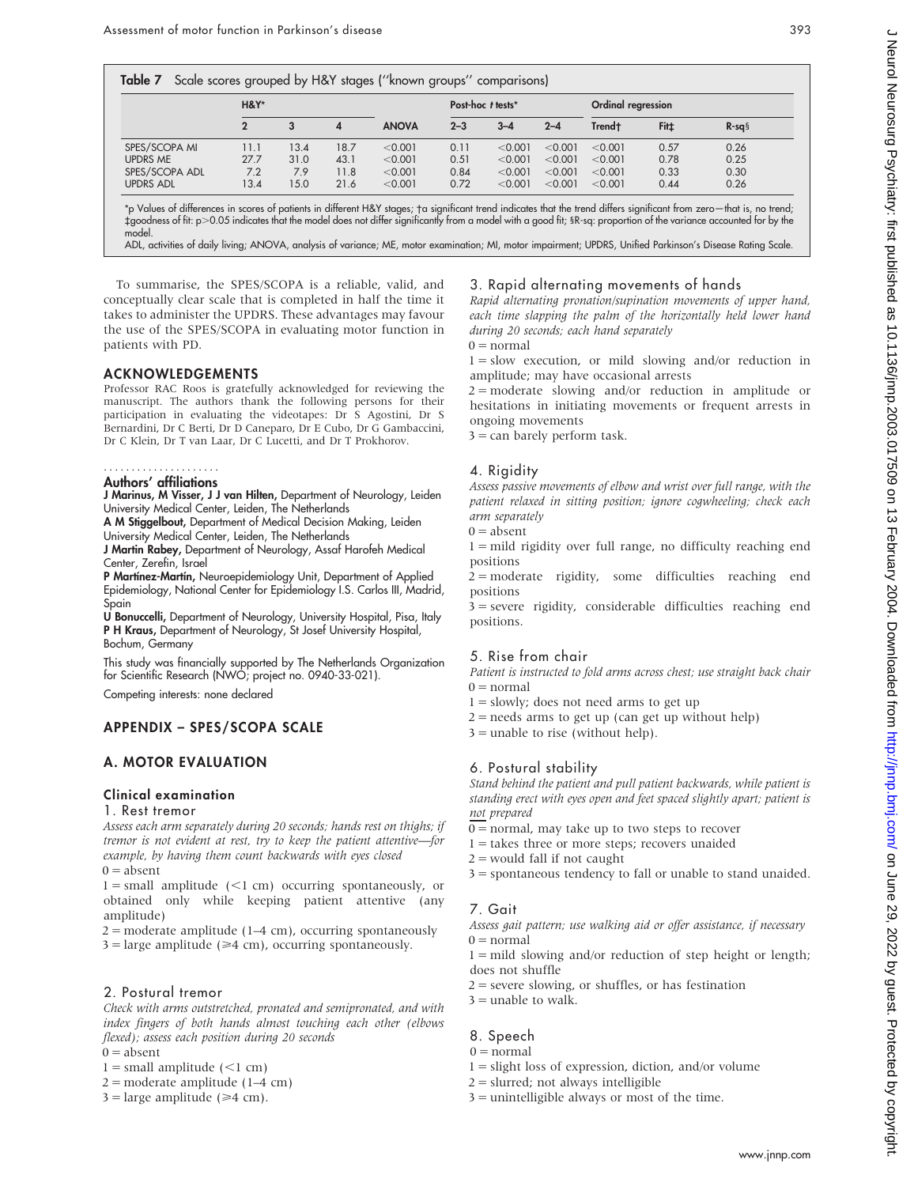**Table 7** Scale scores grouped by H&Y stages ("known groups" comparisons)

| | H&Y* | | | | Post-hoc t tests* | | | Ordinal regression | | |
|---|---|---|---|---|---|---|---|---|---|---|
| | 2 | 3 | 4 | ANOVA | 2–3 | 3–4 | 2–4 | Trend† | Fit‡ | R-sq§ |
| SPES/SCOPA MI | 11.1 | 13.4 | 18.7 | <0.001 | 0.11 | <0.001 | <0.001 | <0.001 | 0.57 | 0.26 |
| UPDRS ME | 27.7 | 31.0 | 43.1 | <0.001 | 0.51 | <0.001 | <0.001 | <0.001 | 0.78 | 0.25 |
| SPES/SCOPA ADL | 7.2 | 7.9 | 11.8 | <0.001 | 0.84 | <0.001 | <0.001 | <0.001 | 0.33 | 0.30 |
| UPDRS ADL | 13.4 | 15.0 | 21.6 | <0.001 | 0.72 | <0.001 | <0.001 | <0.001 | 0.44 | 0.26 |

*p Values of differences in scores of patients in different H&Y stages; †a significant trend indicates that the trend differs significant from zero—that is, no trend; ‡goodness of fit: p>0.05 indicates that the model does not differ significantly from a model with a good fit; §R-sq: proportion of the variance accounted for by the model.
ADL, activities of daily living; ANOVA, analysis of variance; ME, motor examination; MI, motor impairment; UPDRS, Unified Parkinson's Disease Rating Scale.

To summarise, the SPES/SCOPA is a reliable, valid, and conceptually clear scale that is completed in half the time it takes to administer the UPDRS. These advantages may favour the use of the SPES/SCOPA in evaluating motor function in patients with PD.

## ACKNOWLEDGEMENTS

Professor RAC Roos is gratefully acknowledged for reviewing the manuscript. The authors thank the following persons for their participation in evaluating the videotapes: Dr S Agostini, Dr S Bernardini, Dr C Berti, Dr D Caneparo, Dr E Cubo, Dr G Gambaccini, Dr C Klein, Dr T van Laar, Dr C Lucetti, and Dr T Prokhorov.

### Authors' affiliations

**J Marinus, M Visser, J J van Hilten,** Department of Neurology, Leiden University Medical Center, Leiden, The Netherlands
**A M Stiggelbout,** Department of Medical Decision Making, Leiden University Medical Center, Leiden, The Netherlands
**J Martin Rabey,** Department of Neurology, Assaf Harofeh Medical Center, Zerefin, Israel
**P Martínez-Martín,** Neuroepidemiology Unit, Department of Applied Epidemiology, National Center for Epidemiology I.S. Carlos III, Madrid, Spain
**U Bonuccelli,** Department of Neurology, University Hospital, Pisa, Italy
**P H Kraus,** Department of Neurology, St Josef University Hospital, Bochum, Germany

This study was financially supported by The Netherlands Organization for Scientific Research (NWO; project no. 0940-33-021).

Competing interests: none declared

## APPENDIX – SPES/SCOPA SCALE

## A. MOTOR EVALUATION

### Clinical examination

#### 1. Rest tremor

*Assess each arm separately during 20 seconds; hands rest on thighs; if tremor is not evident at rest, try to keep the patient attentive—for example, by having them count backwards with eyes closed*
0 = absent
1 = small amplitude (<1 cm) occurring spontaneously, or obtained only while keeping patient attentive (any amplitude)
2 = moderate amplitude (1–4 cm), occurring spontaneously
3 = large amplitude (⩾4 cm), occurring spontaneously.

#### 2. Postural tremor

*Check with arms outstretched, pronated and semipronated, and with index fingers of both hands almost touching each other (elbows flexed); assess each position during 20 seconds*
0 = absent
1 = small amplitude (<1 cm)
2 = moderate amplitude (1–4 cm)
3 = large amplitude (⩾4 cm).

#### 3. Rapid alternating movements of hands

*Rapid alternating pronation/supination movements of upper hand, each time slapping the palm of the horizontally held lower hand during 20 seconds; each hand separately*
0 = normal
1 = slow execution, or mild slowing and/or reduction in amplitude; may have occasional arrests
2 = moderate slowing and/or reduction in amplitude or hesitations in initiating movements or frequent arrests in ongoing movements
3 = can barely perform task.

#### 4. Rigidity

*Assess passive movements of elbow and wrist over full range, with the patient relaxed in sitting position; ignore cogwheeling; check each arm separately*
0 = absent
1 = mild rigidity over full range, no difficulty reaching end positions
2 = moderate rigidity, some difficulties reaching end positions
3 = severe rigidity, considerable difficulties reaching end positions.

#### 5. Rise from chair

*Patient is instructed to fold arms across chest; use straight back chair*
0 = normal
1 = slowly; does not need arms to get up
2 = needs arms to get up (can get up without help)
3 = unable to rise (without help).

#### 6. Postural stability

*Stand behind the patient and pull patient backwards, while patient is standing erect with eyes open and feet spaced slightly apart; patient is not prepared*
0 = normal, may take up to two steps to recover
1 = takes three or more steps; recovers unaided
2 = would fall if not caught
3 = spontaneous tendency to fall or unable to stand unaided.

#### 7. Gait

*Assess gait pattern; use walking aid or offer assistance, if necessary*
0 = normal
1 = mild slowing and/or reduction of step height or length; does not shuffle
2 = severe slowing, or shuffles, or has festination
3 = unable to walk.

#### 8. Speech

0 = normal
1 = slight loss of expression, diction, and/or volume
2 = slurred; not always intelligible
3 = unintelligible always or most of the time.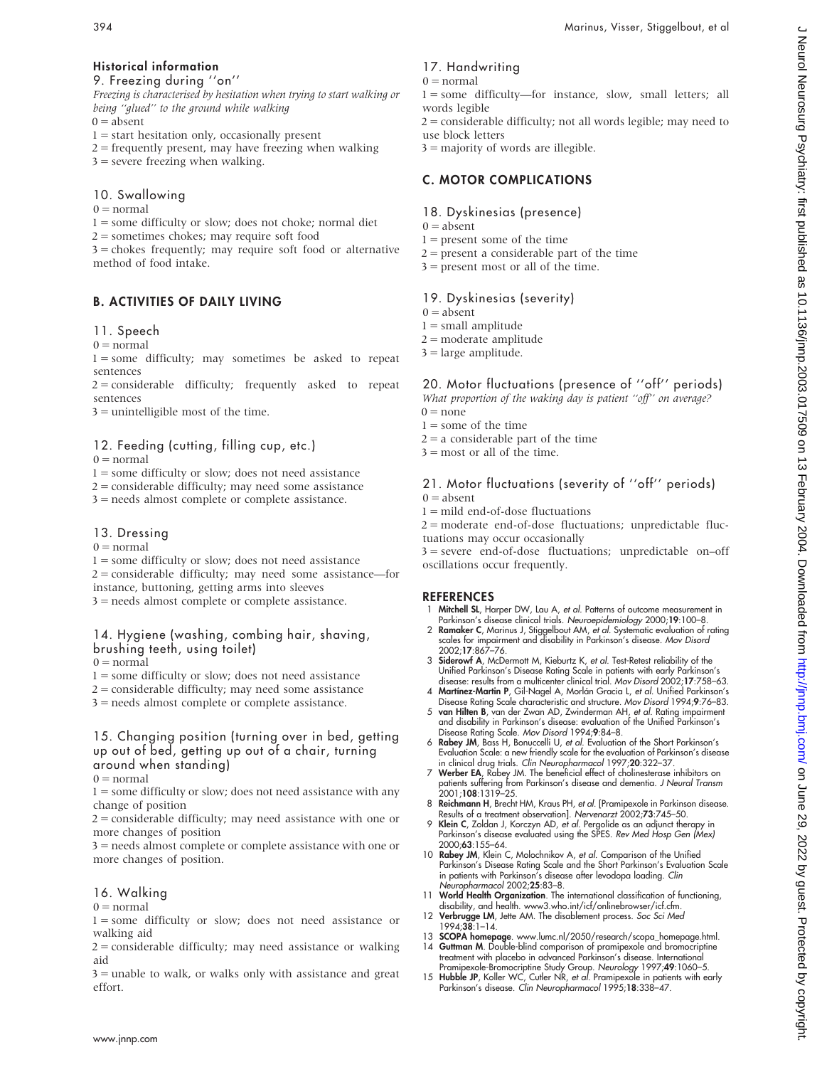### Historical information

#### 9. Freezing during ''on''

*Freezing is characterised by hesitation when trying to start walking or being ''glued'' to the ground while walking*

0 = absent
1 = start hesitation only, occasionally present
2 = frequently present, may have freezing when walking
3 = severe freezing when walking.

#### 10. Swallowing

0 = normal
1 = some difficulty or slow; does not choke; normal diet
2 = sometimes chokes; may require soft food
3 = chokes frequently; may require soft food or alternative method of food intake.

## B. ACTIVITIES OF DAILY LIVING

#### 11. Speech

0 = normal
1 = some difficulty; may sometimes be asked to repeat sentences
2 = considerable difficulty; frequently asked to repeat sentences
3 = unintelligible most of the time.

#### 12. Feeding (cutting, filling cup, etc.)

0 = normal
1 = some difficulty or slow; does not need assistance
2 = considerable difficulty; may need some assistance
3 = needs almost complete or complete assistance.

#### 13. Dressing

0 = normal
1 = some difficulty or slow; does not need assistance
2 = considerable difficulty; may need some assistance—for instance, buttoning, getting arms into sleeves
3 = needs almost complete or complete assistance.

#### 14. Hygiene (washing, combing hair, shaving, brushing teeth, using toilet)

0 = normal
1 = some difficulty or slow; does not need assistance
2 = considerable difficulty; may need some assistance
3 = needs almost complete or complete assistance.

#### 15. Changing position (turning over in bed, getting up out of bed, getting up out of a chair, turning around when standing)

0 = normal
1 = some difficulty or slow; does not need assistance with any change of position
2 = considerable difficulty; may need assistance with one or more changes of position
3 = needs almost complete or complete assistance with one or more changes of position.

#### 16. Walking

0 = normal
1 = some difficulty or slow; does not need assistance or walking aid
2 = considerable difficulty; may need assistance or walking aid
3 = unable to walk, or walks only with assistance and great effort.

#### 17. Handwriting

0 = normal
1 = some difficulty—for instance, slow, small letters; all words legible
2 = considerable difficulty; not all words legible; may need to use block letters
3 = majority of words are illegible.

## C. MOTOR COMPLICATIONS

#### 18. Dyskinesias (presence)

0 = absent
1 = present some of the time
2 = present a considerable part of the time
3 = present most or all of the time.

#### 19. Dyskinesias (severity)

0 = absent
1 = small amplitude
2 = moderate amplitude
3 = large amplitude.

#### 20. Motor fluctuations (presence of ''off'' periods)

*What proportion of the waking day is patient ''off'' on average?*

0 = none
1 = some of the time
2 = a considerable part of the time
3 = most or all of the time.

#### 21. Motor fluctuations (severity of ''off'' periods)

0 = absent
1 = mild end-of-dose fluctuations
2 = moderate end-of-dose fluctuations; unpredictable fluctuations may occur occasionally
3 = severe end-of-dose fluctuations; unpredictable on–off oscillations occur frequently.

## REFERENCES

1. **Mitchell SL**, Harper DW, Lau A, *et al*. Patterns of outcome measurement in Parkinson's disease clinical trials. *Neuroepidemiology* 2000;**19**:100–8.
2. **Ramaker C**, Marinus J, Stiggelbout AM, *et al*. Systematic evaluation of rating scales for impairment and disability in Parkinson's disease. *Mov Disord* 2002;**17**:867–76.
3. **Siderowf A**, McDermott M, Kieburtz K, *et al*. Test-Retest reliability of the Unified Parkinson's Disease Rating Scale in patients with early Parkinson's disease: results from a multicenter clinical trial. *Mov Disord* 2002;**17**:758–63.
4. **Martinez-Martin P**, Gil-Nagel A, Morlán Gracia L, *et al*. Unified Parkinson's Disease Rating Scale characteristic and structure. *Mov Disord* 1994;**9**:76–83.
5. **van Hilten B**, van der Zwan AD, Zwinderman AH, *et al*. Rating impairment and disability in Parkinson's disease: evaluation of the Unified Parkinson's Disease Rating Scale. *Mov Disord* 1994;**9**:84–8.
6. **Rabey JM**, Bass H, Bonuccelli U, *et al*. Evaluation of the Short Parkinson's Evaluation Scale: a new friendly scale for the evaluation of Parkinson's disease in clinical drug trials. *Clin Neuropharmacol* 1997;**20**:322–37.
7. **Werber EA**, Rabey JM. The beneficial effect of cholinesterase inhibitors on patients suffering from Parkinson's disease and dementia. *J Neural Transm* 2001;**108**:1319–25.
8. **Reichmann H**, Brecht HM, Kraus PH, *et al*. [Pramipexole in Parkinson disease. Results of a treatment observation]. *Nervenarzt* 2002;**73**:745–50.
9. **Klein C**, Zoldan J, Korczyn AD, *et al*. Pergolide as an adjunct therapy in Parkinson's disease evaluated using the SPES. *Rev Med Hosp Gen (Mex)* 2000;**63**:155–64.
10. **Rabey JM**, Klein C, Molochnikov A, *et al*. Comparison of the Unified Parkinson's Disease Rating Scale and the Short Parkinson's Evaluation Scale in patients with Parkinson's disease after levodopa loading. *Clin Neuropharmacol* 2002;**25**:83–8.
11. **World Health Organization**. The international classification of functioning, disability, and health. www3.who.int/icf/onlinebrowser/icf.cfm.
12. **Verbrugge LM**, Jette AM. The disablement process. *Soc Sci Med* 1994;**38**:1–14.
13. **SCOPA homepage**. www.lumc.nl/2050/research/scopa_homepage.html.
14. **Guttman M**. Double-blind comparison of pramipexole and bromocriptine treatment with placebo in advanced Parkinson's disease. International Pramipexole-Bromocriptine Study Group. *Neurology* 1997;**49**:1060–5.
15. **Hubble JP**, Koller WC, Cutler NR, *et al*. Pramipexole in patients with early Parkinson's disease. *Clin Neuropharmacol* 1995;**18**:338–47.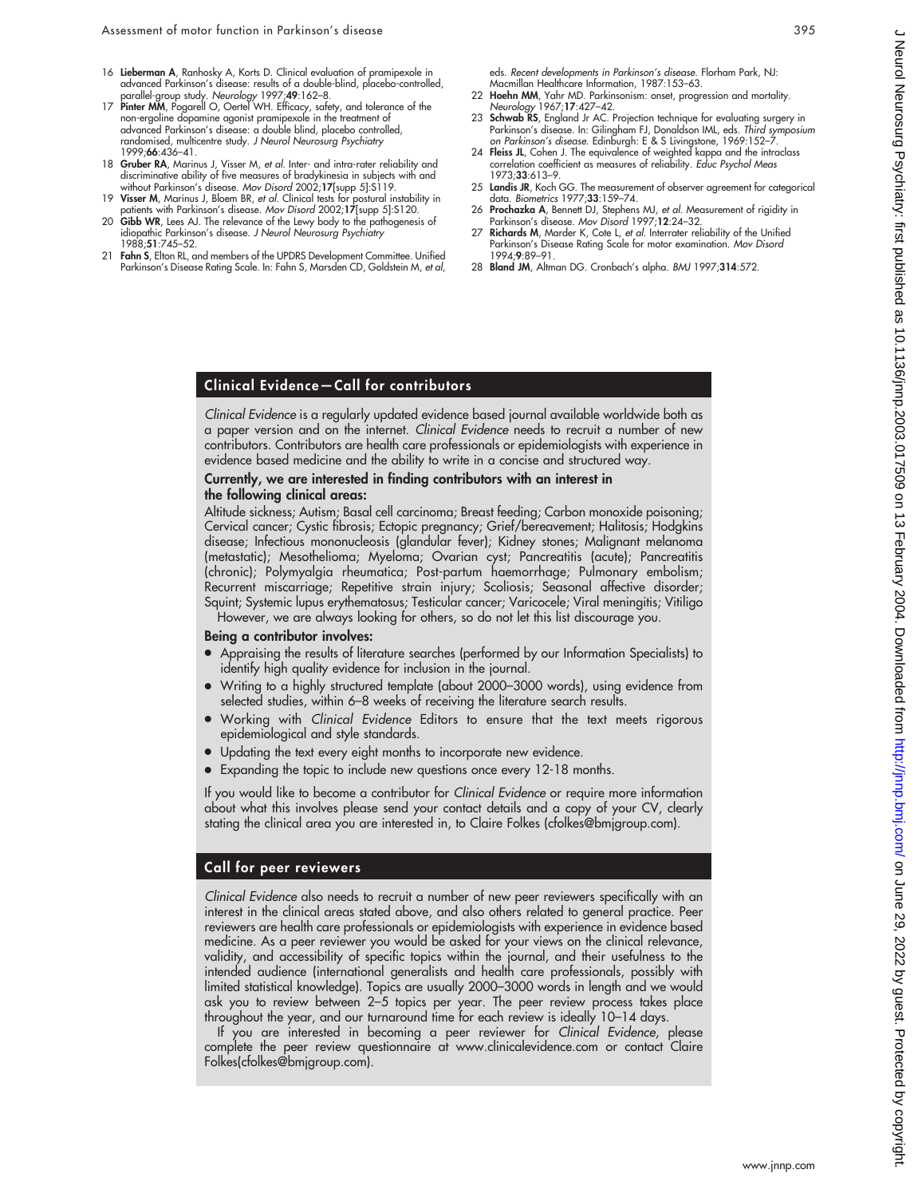16 **Lieberman A**, Ranhosky A, Korts D. Clinical evaluation of pramipexole in advanced Parkinson's disease: results of a double-blind, placebo-controlled, parallel-group study. *Neurology* 1997;**49**:162–8.

17 **Pinter MM**, Pogarell O, Oertel WH. Efficacy, safety, and tolerance of the non-ergoline dopamine agonist pramipexole in the treatment of advanced Parkinson's disease: a double blind, placebo controlled, randomised, multicentre study. *J Neurol Neurosurg Psychiatry* 1999;**66**:436–41.

18 **Gruber RA**, Marinus J, Visser M, *et al*. Inter- and intra-rater reliability and discriminative ability of five measures of bradykinesia in subjects with and without Parkinson's disease. *Mov Disord* 2002;**17**[supp 5]:S119.

19 **Visser M**, Marinus J, Bloem BR, *et al*. Clinical tests for postural instability in patients with Parkinson's disease. *Mov Disord* 2002;**17**[supp 5]:S120.

20 **Gibb WR**, Lees AJ. The relevance of the Lewy body to the pathogenesis of idiopathic Parkinson's disease. *J Neurol Neurosurg Psychiatry* 1988;**51**:745–52.

21 **Fahn S**, Elton RL, and members of the UPDRS Development Committee. Unified Parkinson's Disease Rating Scale. In: Fahn S, Marsden CD, Goldstein M, *et al*, eds. *Recent developments in Parkinson's disease*. Florham Park, NJ: Macmillan Healthcare Information, 1987:153–63.

22 **Hoehn MM**, Yahr MD. Parkinsonism: onset, progression and mortality. *Neurology* 1967;**17**:427–42.

23 **Schwab RS**, England Jr AC. Projection technique for evaluating surgery in Parkinson's disease. In: Gilingham FJ, Donaldson IML, eds. *Third symposium on Parkinson's disease*. Edinburgh: E & S Livingstone, 1969:152–7.

24 **Fleiss JL**, Cohen J. The equivalence of weighted kappa and the intraclass correlation coefficient as measures of reliability. *Educ Psychol Meas* 1973;**33**:613–9.

25 **Landis JR**, Koch GG. The measurement of observer agreement for categorical data. *Biometrics* 1977;**33**:159–74.

26 **Prochazka A**, Bennett DJ, Stephens MJ, *et al*. Measurement of rigidity in Parkinson's disease. *Mov Disord* 1997;**12**:24–32.

27 **Richards M**, Marder K, Cote L, *et al*. Interrater reliability of the Unified Parkinson's Disease Rating Scale for motor examination. *Mov Disord* 1994;**9**:89–91.

28 **Bland JM**, Altman DG. Cronbach's alpha. *BMJ* 1997;**314**:572.

## Clinical Evidence—Call for contributors

*Clinical Evidence* is a regularly updated evidence based journal available worldwide both as a paper version and on the internet. *Clinical Evidence* needs to recruit a number of new contributors. Contributors are health care professionals or epidemiologists with experience in evidence based medicine and the ability to write in a concise and structured way.

**Currently, we are interested in finding contributors with an interest in the following clinical areas:**

Altitude sickness; Autism; Basal cell carcinoma; Breast feeding; Carbon monoxide poisoning; Cervical cancer; Cystic fibrosis; Ectopic pregnancy; Grief/bereavement; Halitosis; Hodgkins disease; Infectious mononucleosis (glandular fever); Kidney stones; Malignant melanoma (metastatic); Mesothelioma; Myeloma; Ovarian cyst; Pancreatitis (acute); Pancreatitis (chronic); Polymyalgia rheumatica; Post-partum haemorrhage; Pulmonary embolism; Recurrent miscarriage; Repetitive strain injury; Scoliosis; Seasonal affective disorder; Squint; Systemic lupus erythematosus; Testicular cancer; Varicocele; Viral meningitis; Vitiligo

However, we are always looking for others, so do not let this list discourage you.

**Being a contributor involves:**

- Appraising the results of literature searches (performed by our Information Specialists) to identify high quality evidence for inclusion in the journal.
- Writing to a highly structured template (about 2000–3000 words), using evidence from selected studies, within 6–8 weeks of receiving the literature search results.
- Working with *Clinical Evidence* Editors to ensure that the text meets rigorous epidemiological and style standards.
- Updating the text every eight months to incorporate new evidence.
- Expanding the topic to include new questions once every 12-18 months.

If you would like to become a contributor for *Clinical Evidence* or require more information about what this involves please send your contact details and a copy of your CV, clearly stating the clinical area you are interested in, to Claire Folkes (cfolkes@bmjgroup.com).

## Call for peer reviewers

*Clinical Evidence* also needs to recruit a number of new peer reviewers specifically with an interest in the clinical areas stated above, and also others related to general practice. Peer reviewers are health care professionals or epidemiologists with experience in evidence based medicine. As a peer reviewer you would be asked for your views on the clinical relevance, validity, and accessibility of specific topics within the journal, and their usefulness to the intended audience (international generalists and health care professionals, possibly with limited statistical knowledge). Topics are usually 2000–3000 words in length and we would ask you to review between 2–5 topics per year. The peer review process takes place throughout the year, and our turnaround time for each review is ideally 10–14 days.

If you are interested in becoming a peer reviewer for *Clinical Evidence*, please complete the peer review questionnaire at www.clinicalevidence.com or contact Claire Folkes(cfolkes@bmjgroup.com).